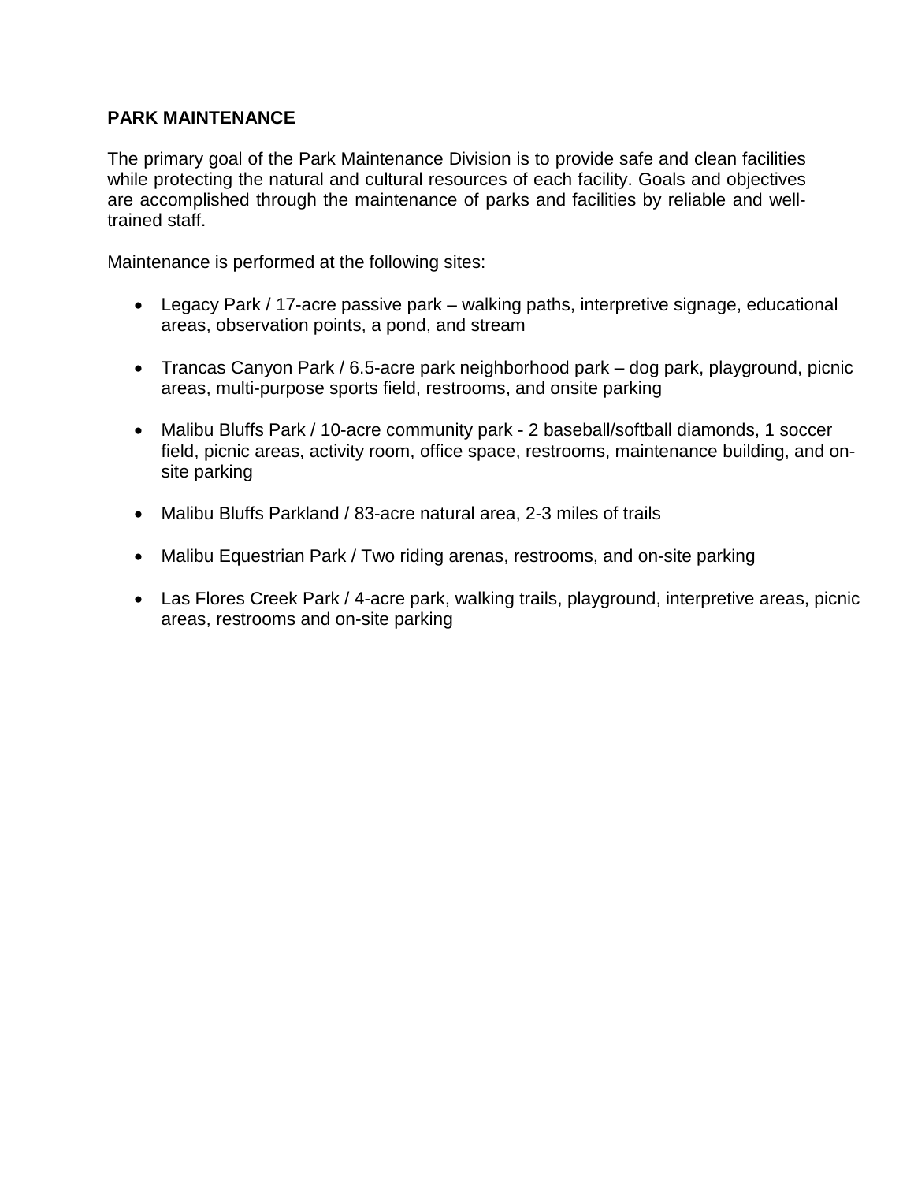**PARK MAINTENANCE**

The primary goal of the Park Maintenance Division is to provide safe and clean facilities while protecting the natural and cultural resources of each facility. Goals and objectives are accomplished through the maintenance of parks and facilities by reliable and well-trained staff.

Maintenance is performed at the following sites:

- Legacy Park / 17-acre passive park – walking paths, interpretive signage, educational areas, observation points, a pond, and stream

- Trancas Canyon Park / 6.5-acre park neighborhood park – dog park, playground, picnic areas, multi-purpose sports field, restrooms, and onsite parking

- Malibu Bluffs Park / 10-acre community park - 2 baseball/softball diamonds, 1 soccer field, picnic areas, activity room, office space, restrooms, maintenance building, and on-site parking

- Malibu Bluffs Parkland / 83-acre natural area, 2-3 miles of trails

- Malibu Equestrian Park / Two riding arenas, restrooms, and on-site parking

- Las Flores Creek Park / 4-acre park, walking trails, playground, interpretive areas, picnic areas, restrooms and on-site parking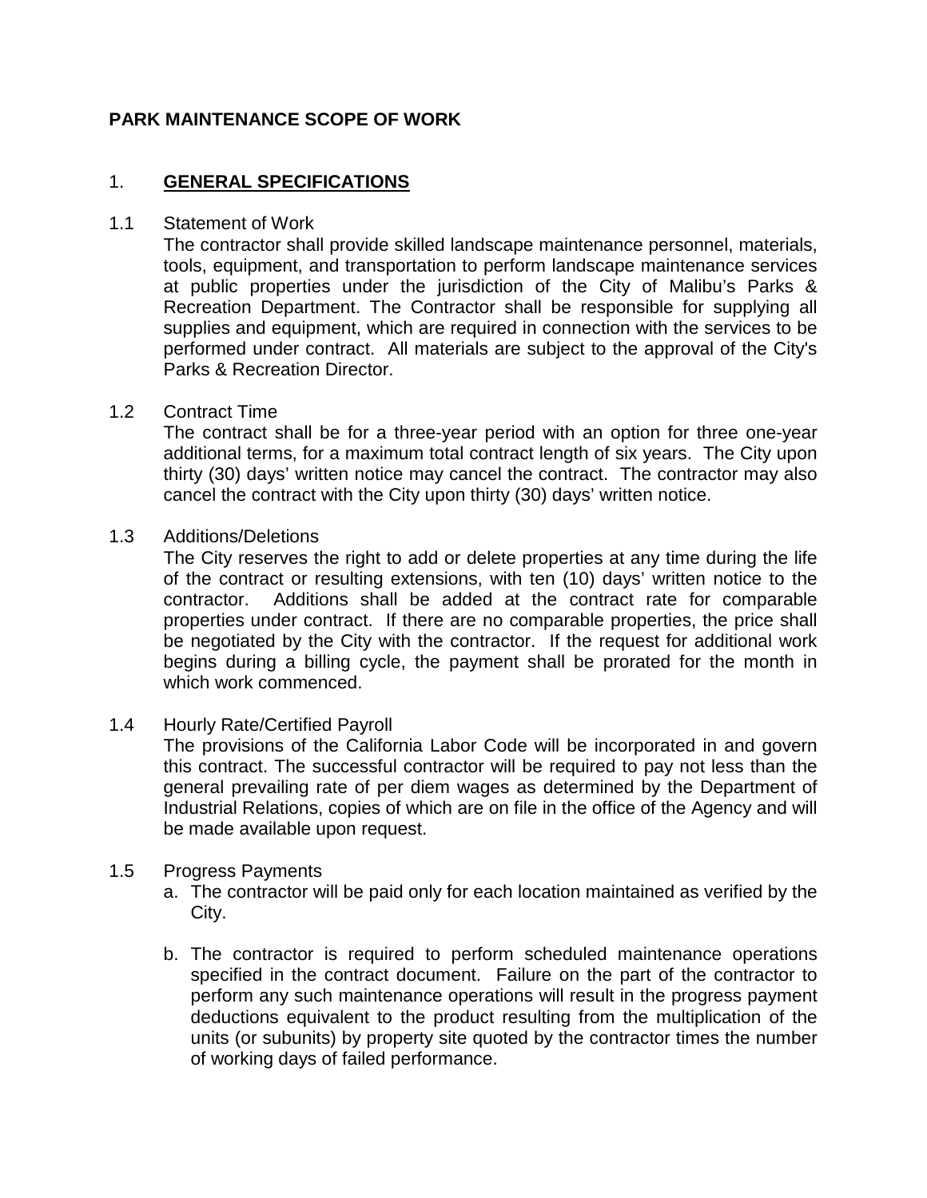**PARK MAINTENANCE SCOPE OF WORK**

1. **GENERAL SPECIFICATIONS**

1.1 Statement of Work

The contractor shall provide skilled landscape maintenance personnel, materials, tools, equipment, and transportation to perform landscape maintenance services at public properties under the jurisdiction of the City of Malibu's Parks & Recreation Department. The Contractor shall be responsible for supplying all supplies and equipment, which are required in connection with the services to be performed under contract. All materials are subject to the approval of the City's Parks & Recreation Director.

1.2 Contract Time

The contract shall be for a three-year period with an option for three one-year additional terms, for a maximum total contract length of six years. The City upon thirty (30) days' written notice may cancel the contract. The contractor may also cancel the contract with the City upon thirty (30) days' written notice.

1.3 Additions/Deletions

The City reserves the right to add or delete properties at any time during the life of the contract or resulting extensions, with ten (10) days' written notice to the contractor. Additions shall be added at the contract rate for comparable properties under contract. If there are no comparable properties, the price shall be negotiated by the City with the contractor. If the request for additional work begins during a billing cycle, the payment shall be prorated for the month in which work commenced.

1.4 Hourly Rate/Certified Payroll

The provisions of the California Labor Code will be incorporated in and govern this contract. The successful contractor will be required to pay not less than the general prevailing rate of per diem wages as determined by the Department of Industrial Relations, copies of which are on file in the office of the Agency and will be made available upon request.

1.5 Progress Payments

a. The contractor will be paid only for each location maintained as verified by the City.

b. The contractor is required to perform scheduled maintenance operations specified in the contract document. Failure on the part of the contractor to perform any such maintenance operations will result in the progress payment deductions equivalent to the product resulting from the multiplication of the units (or subunits) by property site quoted by the contractor times the number of working days of failed performance.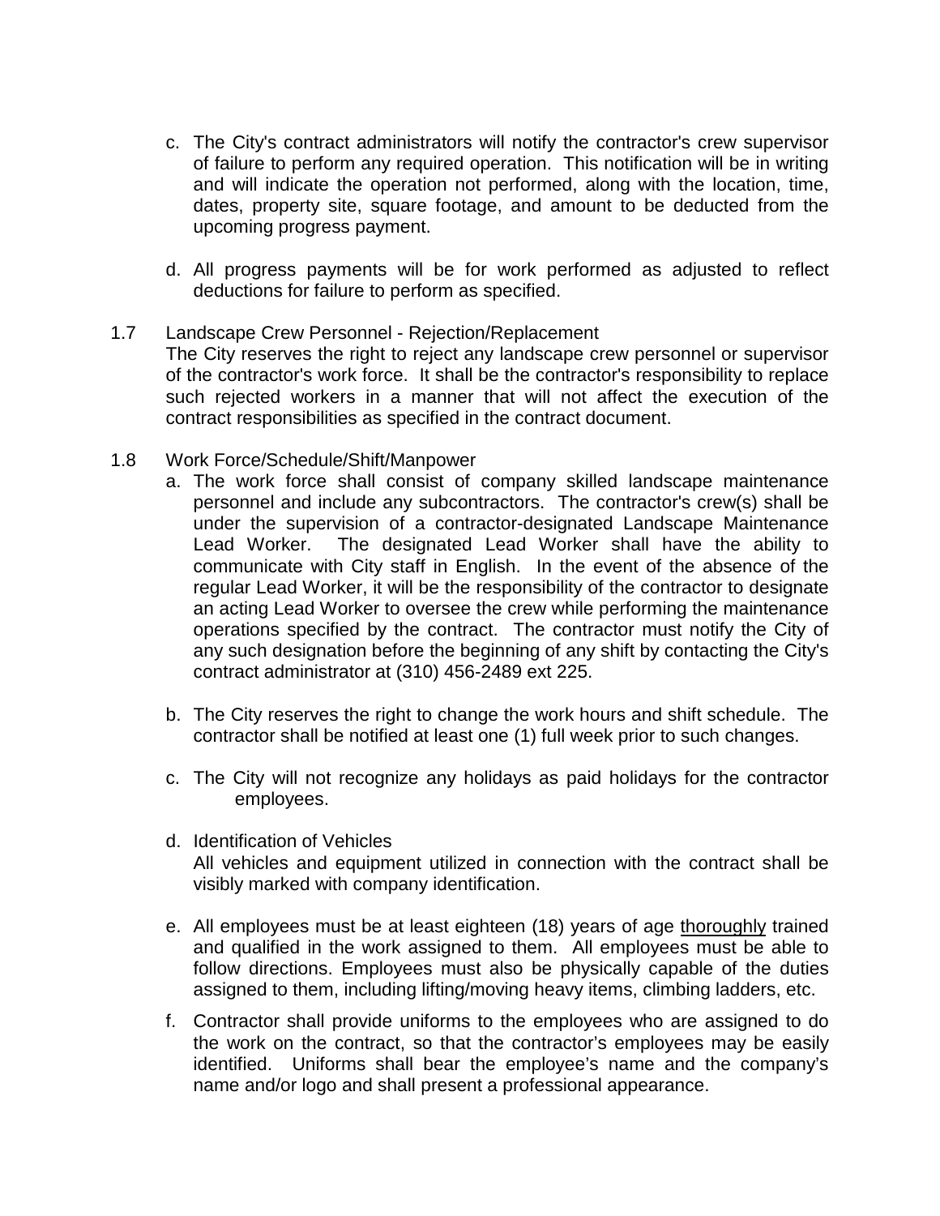c. The City's contract administrators will notify the contractor's crew supervisor of failure to perform any required operation. This notification will be in writing and will indicate the operation not performed, along with the location, time, dates, property site, square footage, and amount to be deducted from the upcoming progress payment.

d. All progress payments will be for work performed as adjusted to reflect deductions for failure to perform as specified.

1.7 Landscape Crew Personnel - Rejection/Replacement

The City reserves the right to reject any landscape crew personnel or supervisor of the contractor's work force. It shall be the contractor's responsibility to replace such rejected workers in a manner that will not affect the execution of the contract responsibilities as specified in the contract document.

1.8 Work Force/Schedule/Shift/Manpower

a. The work force shall consist of company skilled landscape maintenance personnel and include any subcontractors. The contractor's crew(s) shall be under the supervision of a contractor-designated Landscape Maintenance Lead Worker. The designated Lead Worker shall have the ability to communicate with City staff in English. In the event of the absence of the regular Lead Worker, it will be the responsibility of the contractor to designate an acting Lead Worker to oversee the crew while performing the maintenance operations specified by the contract. The contractor must notify the City of any such designation before the beginning of any shift by contacting the City's contract administrator at (310) 456-2489 ext 225.

b. The City reserves the right to change the work hours and shift schedule. The contractor shall be notified at least one (1) full week prior to such changes.

c. The City will not recognize any holidays as paid holidays for the contractor employees.

d. Identification of Vehicles

All vehicles and equipment utilized in connection with the contract shall be visibly marked with company identification.

e. All employees must be at least eighteen (18) years of age <u>thoroughly</u> trained and qualified in the work assigned to them. All employees must be able to follow directions. Employees must also be physically capable of the duties assigned to them, including lifting/moving heavy items, climbing ladders, etc.

f. Contractor shall provide uniforms to the employees who are assigned to do the work on the contract, so that the contractor's employees may be easily identified. Uniforms shall bear the employee's name and the company's name and/or logo and shall present a professional appearance.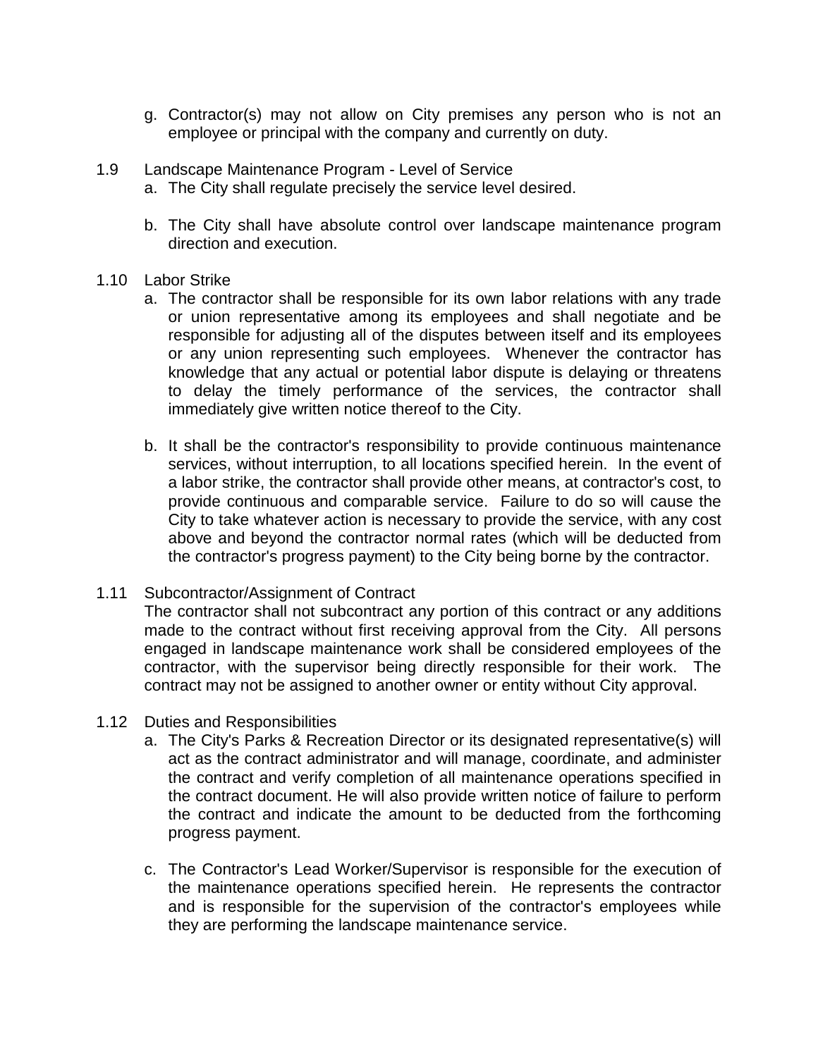g. Contractor(s) may not allow on City premises any person who is not an employee or principal with the company and currently on duty.

1.9 Landscape Maintenance Program - Level of Service

a. The City shall regulate precisely the service level desired.

b. The City shall have absolute control over landscape maintenance program direction and execution.

1.10 Labor Strike

a. The contractor shall be responsible for its own labor relations with any trade or union representative among its employees and shall negotiate and be responsible for adjusting all of the disputes between itself and its employees or any union representing such employees. Whenever the contractor has knowledge that any actual or potential labor dispute is delaying or threatens to delay the timely performance of the services, the contractor shall immediately give written notice thereof to the City.

b. It shall be the contractor's responsibility to provide continuous maintenance services, without interruption, to all locations specified herein. In the event of a labor strike, the contractor shall provide other means, at contractor's cost, to provide continuous and comparable service. Failure to do so will cause the City to take whatever action is necessary to provide the service, with any cost above and beyond the contractor normal rates (which will be deducted from the contractor's progress payment) to the City being borne by the contractor.

1.11 Subcontractor/Assignment of Contract

The contractor shall not subcontract any portion of this contract or any additions made to the contract without first receiving approval from the City. All persons engaged in landscape maintenance work shall be considered employees of the contractor, with the supervisor being directly responsible for their work. The contract may not be assigned to another owner or entity without City approval.

1.12 Duties and Responsibilities

a. The City's Parks & Recreation Director or its designated representative(s) will act as the contract administrator and will manage, coordinate, and administer the contract and verify completion of all maintenance operations specified in the contract document. He will also provide written notice of failure to perform the contract and indicate the amount to be deducted from the forthcoming progress payment.

c. The Contractor's Lead Worker/Supervisor is responsible for the execution of the maintenance operations specified herein. He represents the contractor and is responsible for the supervision of the contractor's employees while they are performing the landscape maintenance service.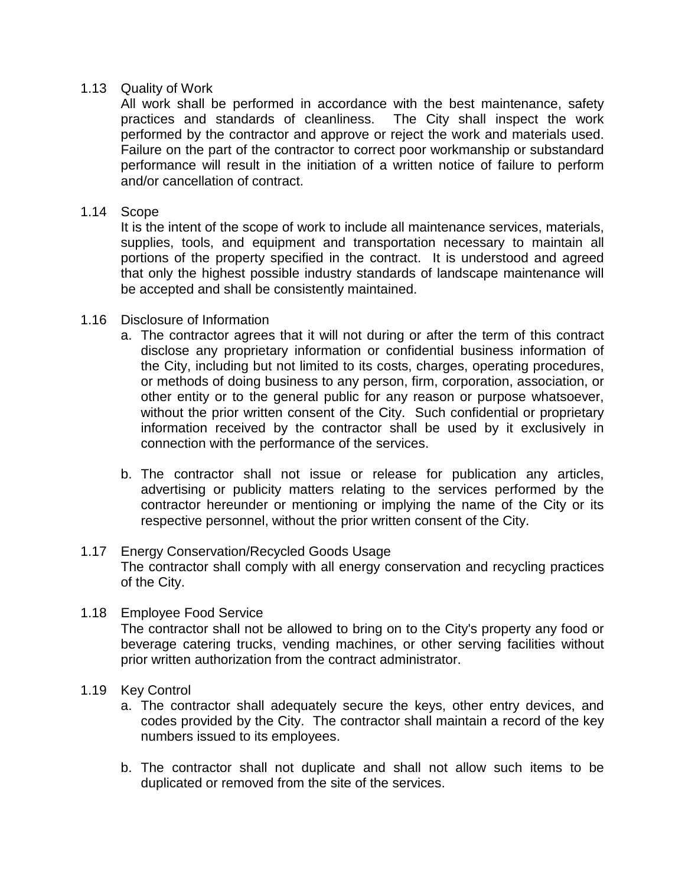1.13 Quality of Work

All work shall be performed in accordance with the best maintenance, safety practices and standards of cleanliness. The City shall inspect the work performed by the contractor and approve or reject the work and materials used. Failure on the part of the contractor to correct poor workmanship or substandard performance will result in the initiation of a written notice of failure to perform and/or cancellation of contract.

1.14 Scope

It is the intent of the scope of work to include all maintenance services, materials, supplies, tools, and equipment and transportation necessary to maintain all portions of the property specified in the contract. It is understood and agreed that only the highest possible industry standards of landscape maintenance will be accepted and shall be consistently maintained.

1.16 Disclosure of Information

a. The contractor agrees that it will not during or after the term of this contract disclose any proprietary information or confidential business information of the City, including but not limited to its costs, charges, operating procedures, or methods of doing business to any person, firm, corporation, association, or other entity or to the general public for any reason or purpose whatsoever, without the prior written consent of the City. Such confidential or proprietary information received by the contractor shall be used by it exclusively in connection with the performance of the services.

b. The contractor shall not issue or release for publication any articles, advertising or publicity matters relating to the services performed by the contractor hereunder or mentioning or implying the name of the City or its respective personnel, without the prior written consent of the City.

1.17 Energy Conservation/Recycled Goods Usage

The contractor shall comply with all energy conservation and recycling practices of the City.

1.18 Employee Food Service

The contractor shall not be allowed to bring on to the City's property any food or beverage catering trucks, vending machines, or other serving facilities without prior written authorization from the contract administrator.

1.19 Key Control

a. The contractor shall adequately secure the keys, other entry devices, and codes provided by the City. The contractor shall maintain a record of the key numbers issued to its employees.

b. The contractor shall not duplicate and shall not allow such items to be duplicated or removed from the site of the services.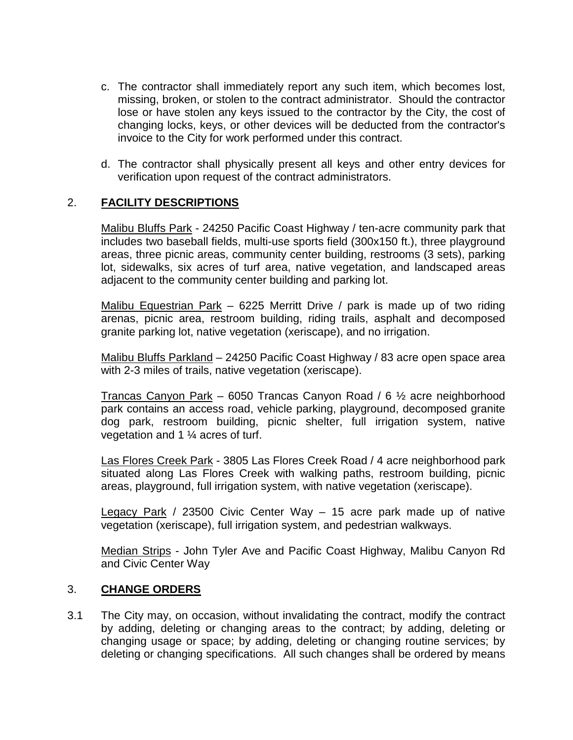c. The contractor shall immediately report any such item, which becomes lost, missing, broken, or stolen to the contract administrator. Should the contractor lose or have stolen any keys issued to the contractor by the City, the cost of changing locks, keys, or other devices will be deducted from the contractor's invoice to the City for work performed under this contract.

d. The contractor shall physically present all keys and other entry devices for verification upon request of the contract administrators.

## 2. FACILITY DESCRIPTIONS

Malibu Bluffs Park - 24250 Pacific Coast Highway / ten-acre community park that includes two baseball fields, multi-use sports field (300x150 ft.), three playground areas, three picnic areas, community center building, restrooms (3 sets), parking lot, sidewalks, six acres of turf area, native vegetation, and landscaped areas adjacent to the community center building and parking lot.

Malibu Equestrian Park – 6225 Merritt Drive / park is made up of two riding arenas, picnic area, restroom building, riding trails, asphalt and decomposed granite parking lot, native vegetation (xeriscape), and no irrigation.

Malibu Bluffs Parkland – 24250 Pacific Coast Highway / 83 acre open space area with 2-3 miles of trails, native vegetation (xeriscape).

Trancas Canyon Park – 6050 Trancas Canyon Road / 6 ½ acre neighborhood park contains an access road, vehicle parking, playground, decomposed granite dog park, restroom building, picnic shelter, full irrigation system, native vegetation and 1 ¼ acres of turf.

Las Flores Creek Park - 3805 Las Flores Creek Road / 4 acre neighborhood park situated along Las Flores Creek with walking paths, restroom building, picnic areas, playground, full irrigation system, with native vegetation (xeriscape).

Legacy Park / 23500 Civic Center Way – 15 acre park made up of native vegetation (xeriscape), full irrigation system, and pedestrian walkways.

Median Strips - John Tyler Ave and Pacific Coast Highway, Malibu Canyon Rd and Civic Center Way

## 3. CHANGE ORDERS

3.1 The City may, on occasion, without invalidating the contract, modify the contract by adding, deleting or changing areas to the contract; by adding, deleting or changing usage or space; by adding, deleting or changing routine services; by deleting or changing specifications. All such changes shall be ordered by means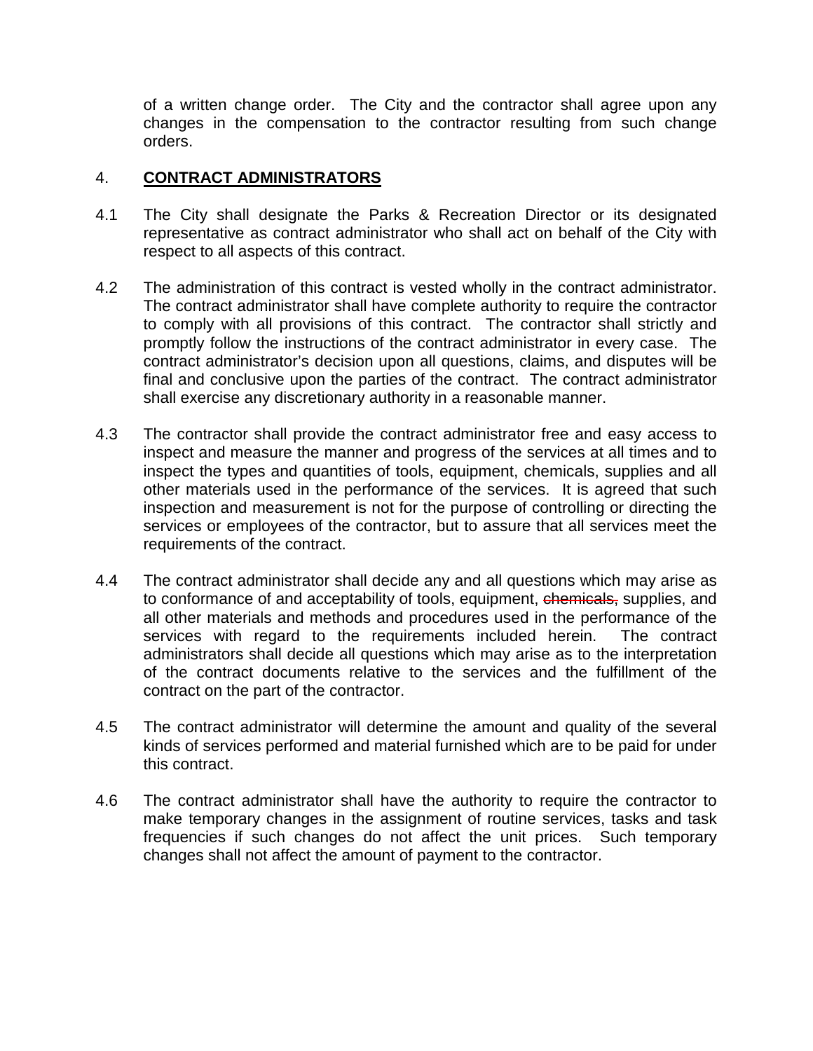of a written change order. The City and the contractor shall agree upon any changes in the compensation to the contractor resulting from such change orders.

4. **CONTRACT ADMINISTRATORS**

4.1 The City shall designate the Parks & Recreation Director or its designated representative as contract administrator who shall act on behalf of the City with respect to all aspects of this contract.

4.2 The administration of this contract is vested wholly in the contract administrator. The contract administrator shall have complete authority to require the contractor to comply with all provisions of this contract. The contractor shall strictly and promptly follow the instructions of the contract administrator in every case. The contract administrator's decision upon all questions, claims, and disputes will be final and conclusive upon the parties of the contract. The contract administrator shall exercise any discretionary authority in a reasonable manner.

4.3 The contractor shall provide the contract administrator free and easy access to inspect and measure the manner and progress of the services at all times and to inspect the types and quantities of tools, equipment, chemicals, supplies and all other materials used in the performance of the services. It is agreed that such inspection and measurement is not for the purpose of controlling or directing the services or employees of the contractor, but to assure that all services meet the requirements of the contract.

4.4 The contract administrator shall decide any and all questions which may arise as to conformance of and acceptability of tools, equipment, ~~chemicals,~~ supplies, and all other materials and methods and procedures used in the performance of the services with regard to the requirements included herein. The contract administrators shall decide all questions which may arise as to the interpretation of the contract documents relative to the services and the fulfillment of the contract on the part of the contractor.

4.5 The contract administrator will determine the amount and quality of the several kinds of services performed and material furnished which are to be paid for under this contract.

4.6 The contract administrator shall have the authority to require the contractor to make temporary changes in the assignment of routine services, tasks and task frequencies if such changes do not affect the unit prices. Such temporary changes shall not affect the amount of payment to the contractor.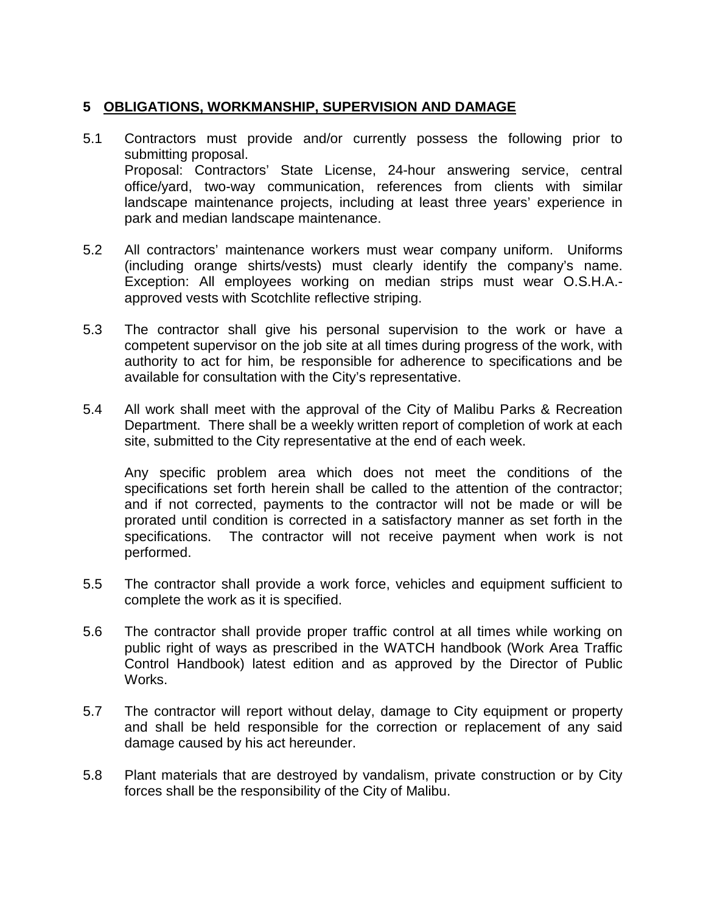## 5 OBLIGATIONS, WORKMANSHIP, SUPERVISION AND DAMAGE

5.1 Contractors must provide and/or currently possess the following prior to submitting proposal.
Proposal: Contractors' State License, 24-hour answering service, central office/yard, two-way communication, references from clients with similar landscape maintenance projects, including at least three years' experience in park and median landscape maintenance.

5.2 All contractors' maintenance workers must wear company uniform. Uniforms (including orange shirts/vests) must clearly identify the company's name. Exception: All employees working on median strips must wear O.S.H.A.-approved vests with Scotchlite reflective striping.

5.3 The contractor shall give his personal supervision to the work or have a competent supervisor on the job site at all times during progress of the work, with authority to act for him, be responsible for adherence to specifications and be available for consultation with the City's representative.

5.4 All work shall meet with the approval of the City of Malibu Parks & Recreation Department. There shall be a weekly written report of completion of work at each site, submitted to the City representative at the end of each week.

Any specific problem area which does not meet the conditions of the specifications set forth herein shall be called to the attention of the contractor; and if not corrected, payments to the contractor will not be made or will be prorated until condition is corrected in a satisfactory manner as set forth in the specifications. The contractor will not receive payment when work is not performed.

5.5 The contractor shall provide a work force, vehicles and equipment sufficient to complete the work as it is specified.

5.6 The contractor shall provide proper traffic control at all times while working on public right of ways as prescribed in the WATCH handbook (Work Area Traffic Control Handbook) latest edition and as approved by the Director of Public Works.

5.7 The contractor will report without delay, damage to City equipment or property and shall be held responsible for the correction or replacement of any said damage caused by his act hereunder.

5.8 Plant materials that are destroyed by vandalism, private construction or by City forces shall be the responsibility of the City of Malibu.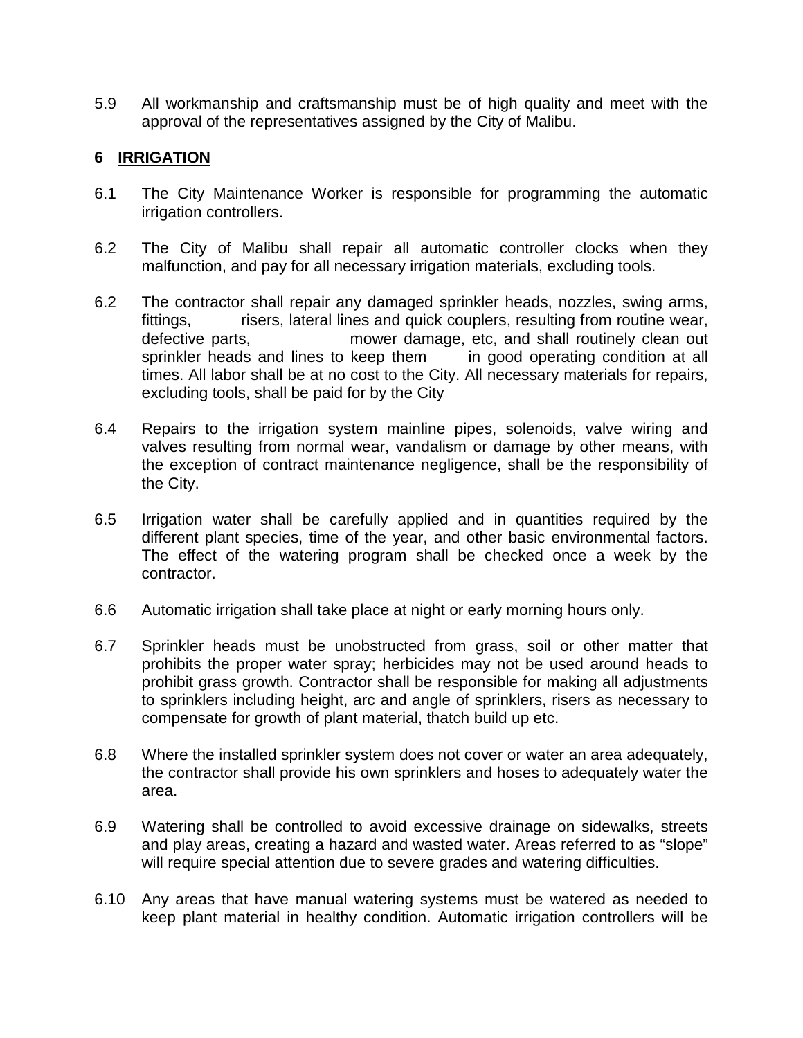5.9 All workmanship and craftsmanship must be of high quality and meet with the approval of the representatives assigned by the City of Malibu.

## 6 IRRIGATION

6.1 The City Maintenance Worker is responsible for programming the automatic irrigation controllers.

6.2 The City of Malibu shall repair all automatic controller clocks when they malfunction, and pay for all necessary irrigation materials, excluding tools.

6.2 The contractor shall repair any damaged sprinkler heads, nozzles, swing arms, fittings, risers, lateral lines and quick couplers, resulting from routine wear, defective parts, mower damage, etc, and shall routinely clean out sprinkler heads and lines to keep them in good operating condition at all times. All labor shall be at no cost to the City. All necessary materials for repairs, excluding tools, shall be paid for by the City

6.4 Repairs to the irrigation system mainline pipes, solenoids, valve wiring and valves resulting from normal wear, vandalism or damage by other means, with the exception of contract maintenance negligence, shall be the responsibility of the City.

6.5 Irrigation water shall be carefully applied and in quantities required by the different plant species, time of the year, and other basic environmental factors. The effect of the watering program shall be checked once a week by the contractor.

6.6 Automatic irrigation shall take place at night or early morning hours only.

6.7 Sprinkler heads must be unobstructed from grass, soil or other matter that prohibits the proper water spray; herbicides may not be used around heads to prohibit grass growth. Contractor shall be responsible for making all adjustments to sprinklers including height, arc and angle of sprinklers, risers as necessary to compensate for growth of plant material, thatch build up etc.

6.8 Where the installed sprinkler system does not cover or water an area adequately, the contractor shall provide his own sprinklers and hoses to adequately water the area.

6.9 Watering shall be controlled to avoid excessive drainage on sidewalks, streets and play areas, creating a hazard and wasted water. Areas referred to as "slope" will require special attention due to severe grades and watering difficulties.

6.10 Any areas that have manual watering systems must be watered as needed to keep plant material in healthy condition. Automatic irrigation controllers will be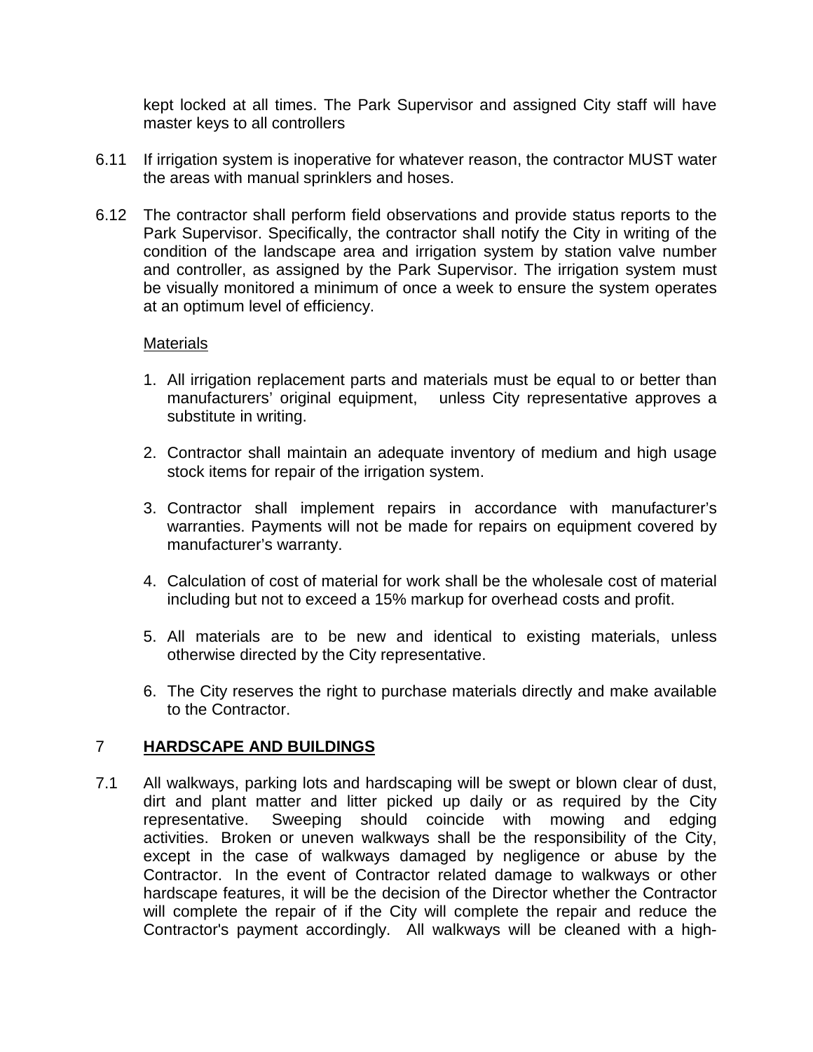kept locked at all times. The Park Supervisor and assigned City staff will have master keys to all controllers

6.11 If irrigation system is inoperative for whatever reason, the contractor MUST water the areas with manual sprinklers and hoses.

6.12 The contractor shall perform field observations and provide status reports to the Park Supervisor. Specifically, the contractor shall notify the City in writing of the condition of the landscape area and irrigation system by station valve number and controller, as assigned by the Park Supervisor. The irrigation system must be visually monitored a minimum of once a week to ensure the system operates at an optimum level of efficiency.

Materials

1. All irrigation replacement parts and materials must be equal to or better than manufacturers' original equipment, unless City representative approves a substitute in writing.
2. Contractor shall maintain an adequate inventory of medium and high usage stock items for repair of the irrigation system.
3. Contractor shall implement repairs in accordance with manufacturer's warranties. Payments will not be made for repairs on equipment covered by manufacturer's warranty.
4. Calculation of cost of material for work shall be the wholesale cost of material including but not to exceed a 15% markup for overhead costs and profit.
5. All materials are to be new and identical to existing materials, unless otherwise directed by the City representative.
6. The City reserves the right to purchase materials directly and make available to the Contractor.

## 7 HARDSCAPE AND BUILDINGS

7.1 All walkways, parking lots and hardscaping will be swept or blown clear of dust, dirt and plant matter and litter picked up daily or as required by the City representative. Sweeping should coincide with mowing and edging activities. Broken or uneven walkways shall be the responsibility of the City, except in the case of walkways damaged by negligence or abuse by the Contractor. In the event of Contractor related damage to walkways or other hardscape features, it will be the decision of the Director whether the Contractor will complete the repair of if the City will complete the repair and reduce the Contractor's payment accordingly. All walkways will be cleaned with a high-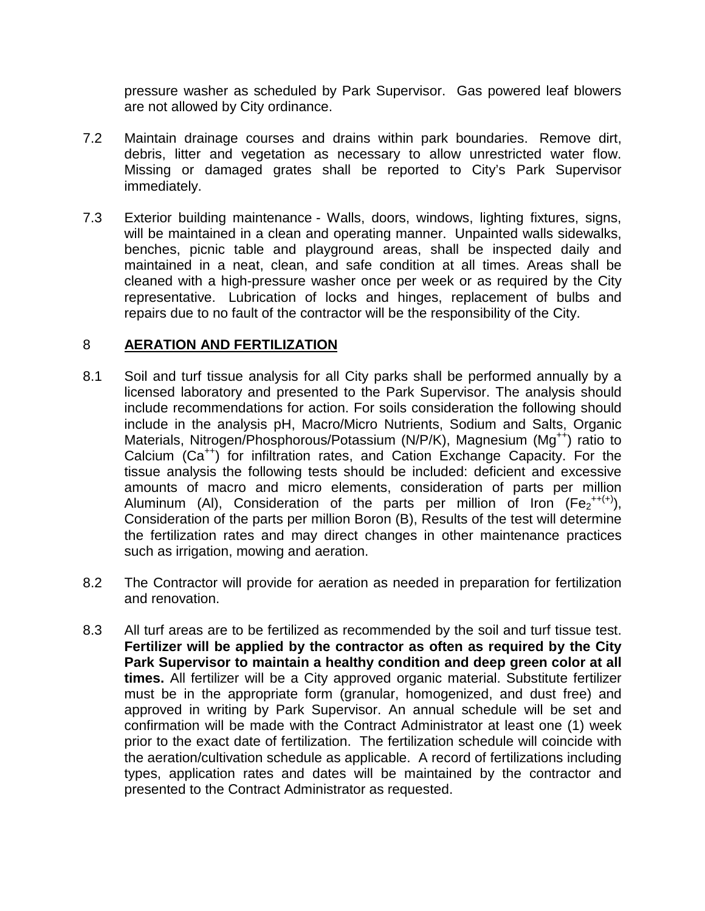pressure washer as scheduled by Park Supervisor. Gas powered leaf blowers are not allowed by City ordinance.

7.2 Maintain drainage courses and drains within park boundaries. Remove dirt, debris, litter and vegetation as necessary to allow unrestricted water flow. Missing or damaged grates shall be reported to City's Park Supervisor immediately.

7.3 Exterior building maintenance - Walls, doors, windows, lighting fixtures, signs, will be maintained in a clean and operating manner. Unpainted walls sidewalks, benches, picnic table and playground areas, shall be inspected daily and maintained in a neat, clean, and safe condition at all times. Areas shall be cleaned with a high-pressure washer once per week or as required by the City representative. Lubrication of locks and hinges, replacement of bulbs and repairs due to no fault of the contractor will be the responsibility of the City.

## 8 AERATION AND FERTILIZATION

8.1 Soil and turf tissue analysis for all City parks shall be performed annually by a licensed laboratory and presented to the Park Supervisor. The analysis should include recommendations for action. For soils consideration the following should include in the analysis pH, Macro/Micro Nutrients, Sodium and Salts, Organic Materials, Nitrogen/Phosphorous/Potassium (N/P/K), Magnesium ($Mg^{++}$) ratio to Calcium ($Ca^{++}$) for infiltration rates, and Cation Exchange Capacity. For the tissue analysis the following tests should be included: deficient and excessive amounts of macro and micro elements, consideration of parts per million Aluminum (Al), Consideration of the parts per million of Iron ($Fe_2^{++(+)}$), Consideration of the parts per million Boron (B), Results of the test will determine the fertilization rates and may direct changes in other maintenance practices such as irrigation, mowing and aeration.

8.2 The Contractor will provide for aeration as needed in preparation for fertilization and renovation.

8.3 All turf areas are to be fertilized as recommended by the soil and turf tissue test. **Fertilizer will be applied by the contractor as often as required by the City Park Supervisor to maintain a healthy condition and deep green color at all times.** All fertilizer will be a City approved organic material. Substitute fertilizer must be in the appropriate form (granular, homogenized, and dust free) and approved in writing by Park Supervisor. An annual schedule will be set and confirmation will be made with the Contract Administrator at least one (1) week prior to the exact date of fertilization. The fertilization schedule will coincide with the aeration/cultivation schedule as applicable. A record of fertilizations including types, application rates and dates will be maintained by the contractor and presented to the Contract Administrator as requested.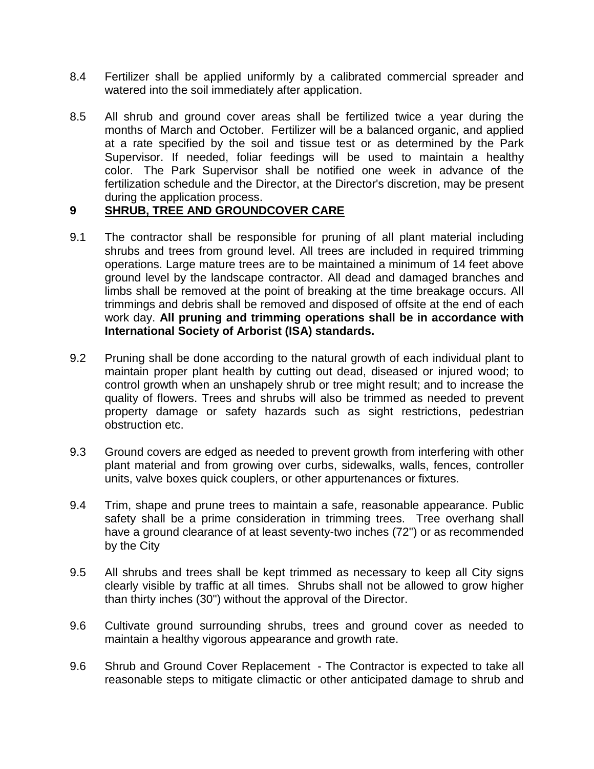8.4 Fertilizer shall be applied uniformly by a calibrated commercial spreader and watered into the soil immediately after application.

8.5 All shrub and ground cover areas shall be fertilized twice a year during the months of March and October. Fertilizer will be a balanced organic, and applied at a rate specified by the soil and tissue test or as determined by the Park Supervisor. If needed, foliar feedings will be used to maintain a healthy color. The Park Supervisor shall be notified one week in advance of the fertilization schedule and the Director, at the Director's discretion, may be present during the application process.

## 9 <u>SHRUB, TREE AND GROUNDCOVER CARE</u>

9.1 The contractor shall be responsible for pruning of all plant material including shrubs and trees from ground level. All trees are included in required trimming operations. Large mature trees are to be maintained a minimum of 14 feet above ground level by the landscape contractor. All dead and damaged branches and limbs shall be removed at the point of breaking at the time breakage occurs. All trimmings and debris shall be removed and disposed of offsite at the end of each work day. **All pruning and trimming operations shall be in accordance with International Society of Arborist (ISA) standards.**

9.2 Pruning shall be done according to the natural growth of each individual plant to maintain proper plant health by cutting out dead, diseased or injured wood; to control growth when an unshapely shrub or tree might result; and to increase the quality of flowers. Trees and shrubs will also be trimmed as needed to prevent property damage or safety hazards such as sight restrictions, pedestrian obstruction etc.

9.3 Ground covers are edged as needed to prevent growth from interfering with other plant material and from growing over curbs, sidewalks, walls, fences, controller units, valve boxes quick couplers, or other appurtenances or fixtures.

9.4 Trim, shape and prune trees to maintain a safe, reasonable appearance. Public safety shall be a prime consideration in trimming trees. Tree overhang shall have a ground clearance of at least seventy-two inches (72") or as recommended by the City

9.5 All shrubs and trees shall be kept trimmed as necessary to keep all City signs clearly visible by traffic at all times. Shrubs shall not be allowed to grow higher than thirty inches (30") without the approval of the Director.

9.6 Cultivate ground surrounding shrubs, trees and ground cover as needed to maintain a healthy vigorous appearance and growth rate.

9.6 Shrub and Ground Cover Replacement - The Contractor is expected to take all reasonable steps to mitigate climactic or other anticipated damage to shrub and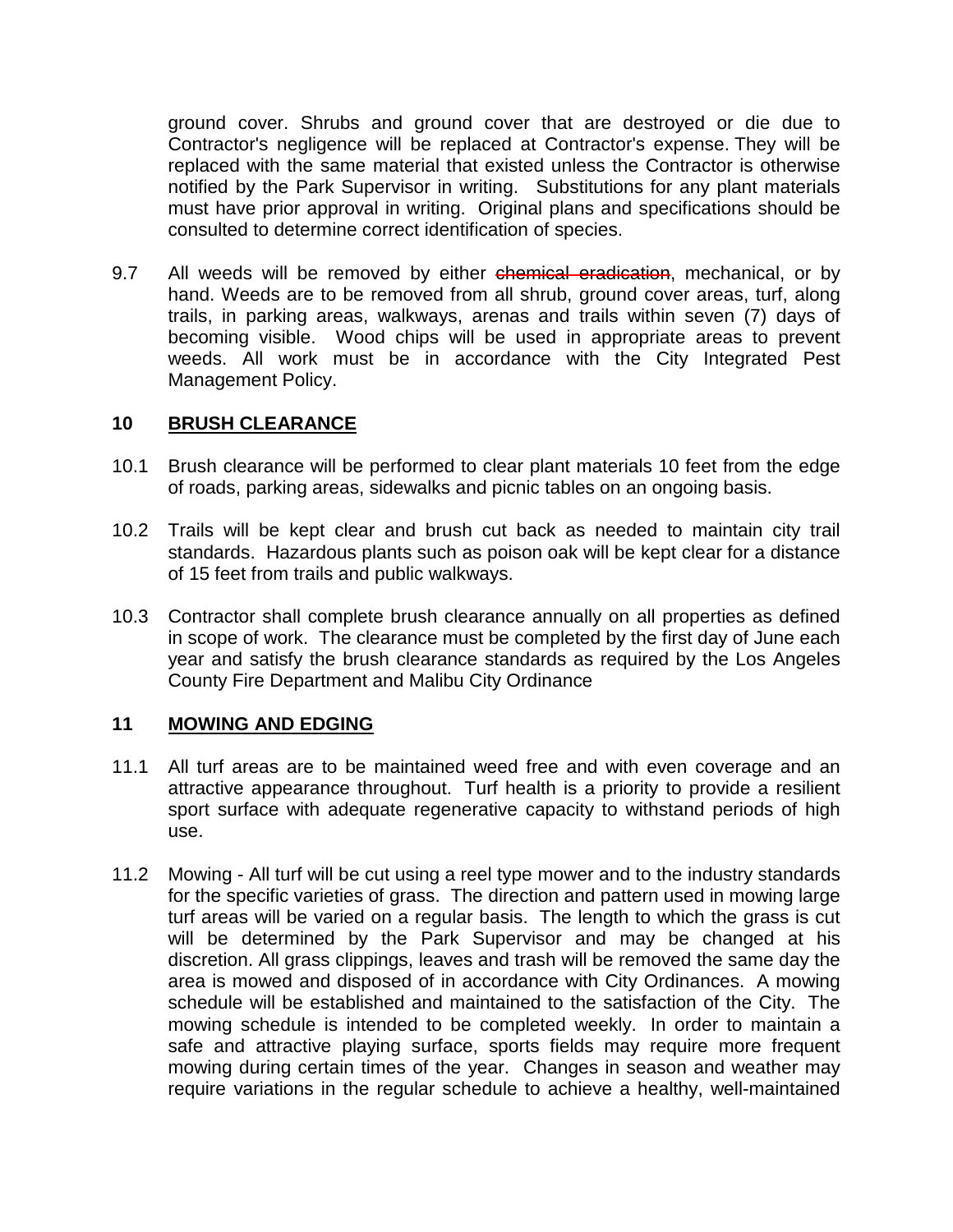ground cover. Shrubs and ground cover that are destroyed or die due to Contractor's negligence will be replaced at Contractor's expense. They will be replaced with the same material that existed unless the Contractor is otherwise notified by the Park Supervisor in writing. Substitutions for any plant materials must have prior approval in writing. Original plans and specifications should be consulted to determine correct identification of species.

9.7 All weeds will be removed by either ~~chemical eradication~~, mechanical, or by hand. Weeds are to be removed from all shrub, ground cover areas, turf, along trails, in parking areas, walkways, arenas and trails within seven (7) days of becoming visible. Wood chips will be used in appropriate areas to prevent weeds. All work must be in accordance with the City Integrated Pest Management Policy.

## 10 BRUSH CLEARANCE

10.1 Brush clearance will be performed to clear plant materials 10 feet from the edge of roads, parking areas, sidewalks and picnic tables on an ongoing basis.

10.2 Trails will be kept clear and brush cut back as needed to maintain city trail standards. Hazardous plants such as poison oak will be kept clear for a distance of 15 feet from trails and public walkways.

10.3 Contractor shall complete brush clearance annually on all properties as defined in scope of work. The clearance must be completed by the first day of June each year and satisfy the brush clearance standards as required by the Los Angeles County Fire Department and Malibu City Ordinance

## 11 MOWING AND EDGING

11.1 All turf areas are to be maintained weed free and with even coverage and an attractive appearance throughout. Turf health is a priority to provide a resilient sport surface with adequate regenerative capacity to withstand periods of high use.

11.2 Mowing - All turf will be cut using a reel type mower and to the industry standards for the specific varieties of grass. The direction and pattern used in mowing large turf areas will be varied on a regular basis. The length to which the grass is cut will be determined by the Park Supervisor and may be changed at his discretion. All grass clippings, leaves and trash will be removed the same day the area is mowed and disposed of in accordance with City Ordinances. A mowing schedule will be established and maintained to the satisfaction of the City. The mowing schedule is intended to be completed weekly. In order to maintain a safe and attractive playing surface, sports fields may require more frequent mowing during certain times of the year. Changes in season and weather may require variations in the regular schedule to achieve a healthy, well-maintained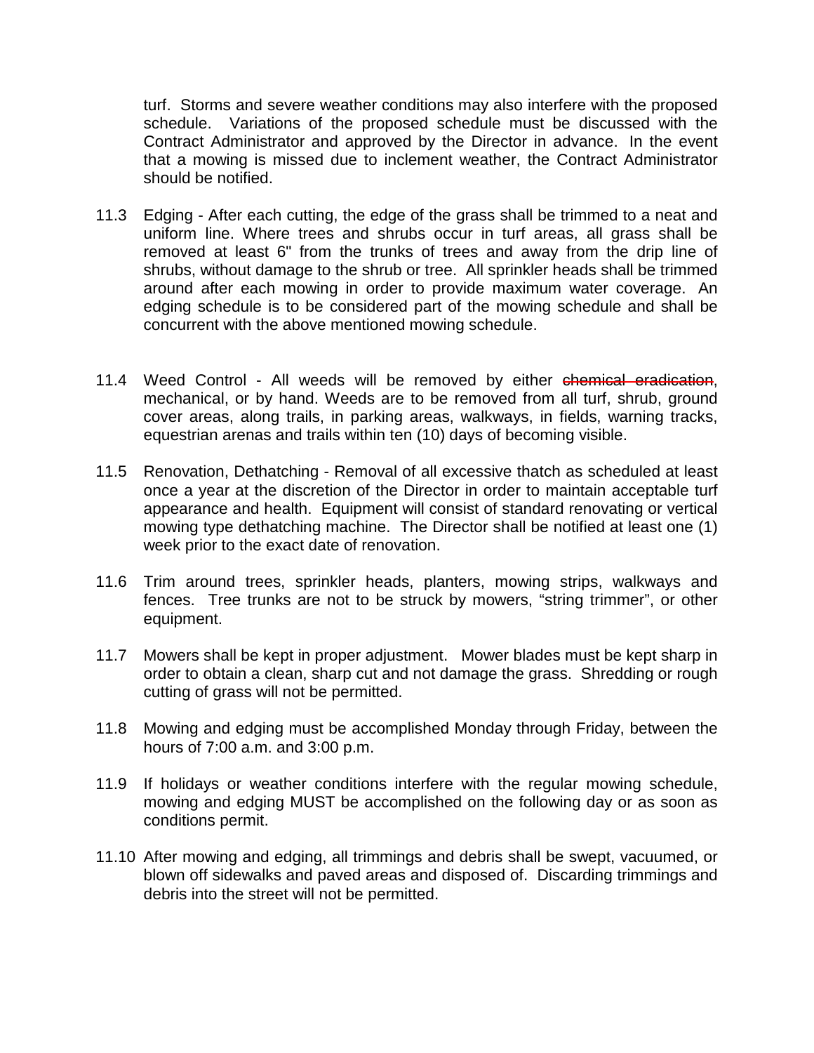turf. Storms and severe weather conditions may also interfere with the proposed schedule. Variations of the proposed schedule must be discussed with the Contract Administrator and approved by the Director in advance. In the event that a mowing is missed due to inclement weather, the Contract Administrator should be notified.

11.3 Edging - After each cutting, the edge of the grass shall be trimmed to a neat and uniform line. Where trees and shrubs occur in turf areas, all grass shall be removed at least 6" from the trunks of trees and away from the drip line of shrubs, without damage to the shrub or tree. All sprinkler heads shall be trimmed around after each mowing in order to provide maximum water coverage. An edging schedule is to be considered part of the mowing schedule and shall be concurrent with the above mentioned mowing schedule.

11.4 Weed Control - All weeds will be removed by either ~~chemical eradication~~, mechanical, or by hand. Weeds are to be removed from all turf, shrub, ground cover areas, along trails, in parking areas, walkways, in fields, warning tracks, equestrian arenas and trails within ten (10) days of becoming visible.

11.5 Renovation, Dethatching - Removal of all excessive thatch as scheduled at least once a year at the discretion of the Director in order to maintain acceptable turf appearance and health. Equipment will consist of standard renovating or vertical mowing type dethatching machine. The Director shall be notified at least one (1) week prior to the exact date of renovation.

11.6 Trim around trees, sprinkler heads, planters, mowing strips, walkways and fences. Tree trunks are not to be struck by mowers, "string trimmer", or other equipment.

11.7 Mowers shall be kept in proper adjustment. Mower blades must be kept sharp in order to obtain a clean, sharp cut and not damage the grass. Shredding or rough cutting of grass will not be permitted.

11.8 Mowing and edging must be accomplished Monday through Friday, between the hours of 7:00 a.m. and 3:00 p.m.

11.9 If holidays or weather conditions interfere with the regular mowing schedule, mowing and edging MUST be accomplished on the following day or as soon as conditions permit.

11.10 After mowing and edging, all trimmings and debris shall be swept, vacuumed, or blown off sidewalks and paved areas and disposed of. Discarding trimmings and debris into the street will not be permitted.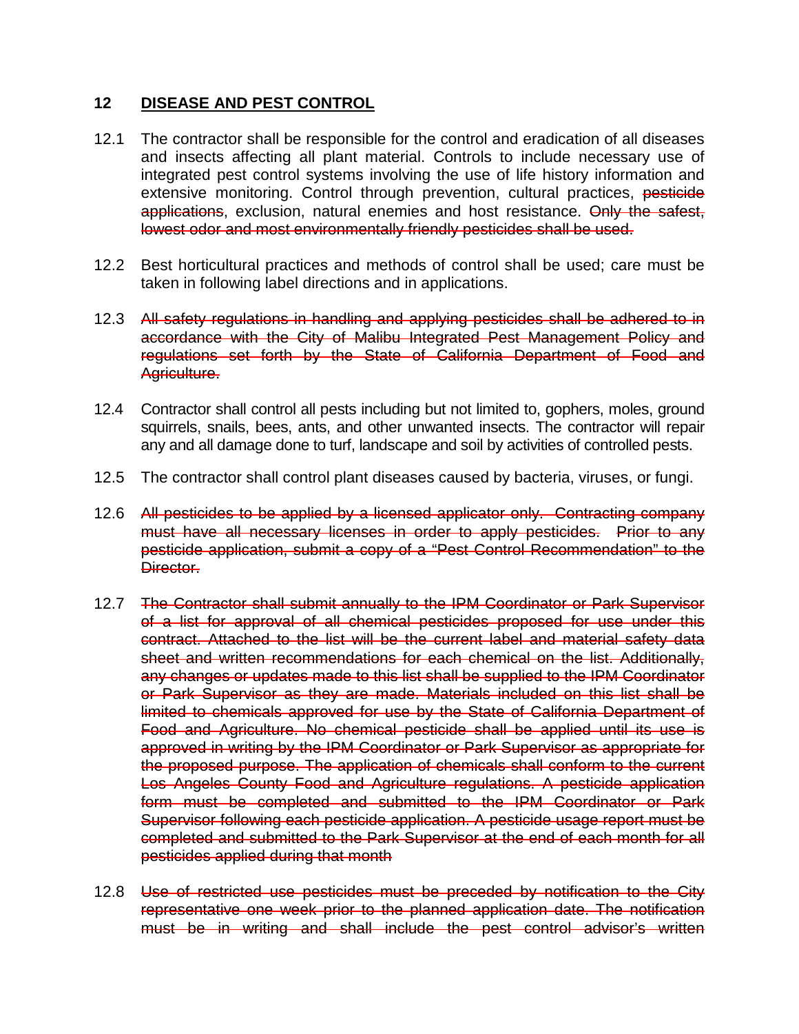## 12 DISEASE AND PEST CONTROL

12.1 The contractor shall be responsible for the control and eradication of all diseases and insects affecting all plant material. Controls to include necessary use of integrated pest control systems involving the use of life history information and extensive monitoring. Control through prevention, cultural practices, ~~pesticide applications~~, exclusion, natural enemies and host resistance. ~~Only the safest, lowest odor and most environmentally friendly pesticides shall be used.~~

12.2 Best horticultural practices and methods of control shall be used; care must be taken in following label directions and in applications.

12.3 ~~All safety regulations in handling and applying pesticides shall be adhered to in accordance with the City of Malibu Integrated Pest Management Policy and regulations set forth by the State of California Department of Food and Agriculture.~~

12.4 Contractor shall control all pests including but not limited to, gophers, moles, ground squirrels, snails, bees, ants, and other unwanted insects. The contractor will repair any and all damage done to turf, landscape and soil by activities of controlled pests.

12.5 The contractor shall control plant diseases caused by bacteria, viruses, or fungi.

12.6 ~~All pesticides to be applied by a licensed applicator only. Contracting company must have all necessary licenses in order to apply pesticides. Prior to any pesticide application, submit a copy of a "Pest Control Recommendation" to the Director.~~

12.7 ~~The Contractor shall submit annually to the IPM Coordinator or Park Supervisor of a list for approval of all chemical pesticides proposed for use under this contract. Attached to the list will be the current label and material safety data sheet and written recommendations for each chemical on the list. Additionally, any changes or updates made to this list shall be supplied to the IPM Coordinator or Park Supervisor as they are made. Materials included on this list shall be limited to chemicals approved for use by the State of California Department of Food and Agriculture. No chemical pesticide shall be applied until its use is approved in writing by the IPM Coordinator or Park Supervisor as appropriate for the proposed purpose. The application of chemicals shall conform to the current Los Angeles County Food and Agriculture regulations. A pesticide application form must be completed and submitted to the IPM Coordinator or Park Supervisor following each pesticide application. A pesticide usage report must be completed and submitted to the Park Supervisor at the end of each month for all pesticides applied during that month~~

12.8 ~~Use of restricted use pesticides must be preceded by notification to the City representative one week prior to the planned application date. The notification must be in writing and shall include the pest control advisor's written~~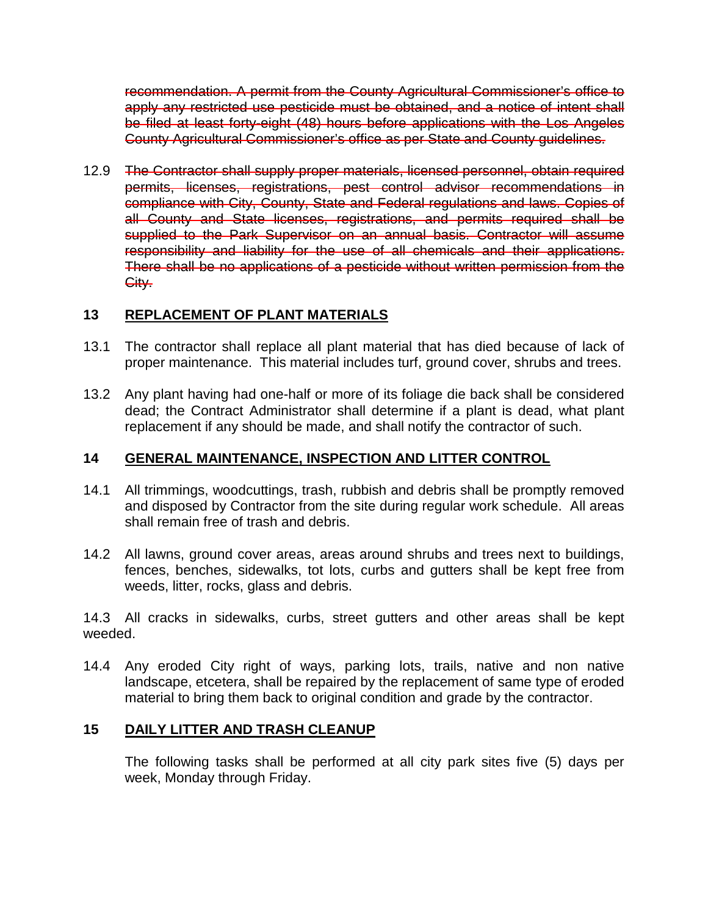~~recommendation. A permit from the County Agricultural Commissioner's office to apply any restricted use pesticide must be obtained, and a notice of intent shall be filed at least forty-eight (48) hours before applications with the Los Angeles County Agricultural Commissioner's office as per State and County guidelines.~~

12.9 ~~The Contractor shall supply proper materials, licensed personnel, obtain required permits, licenses, registrations, pest control advisor recommendations in compliance with City, County, State and Federal regulations and laws. Copies of all County and State licenses, registrations, and permits required shall be supplied to the Park Supervisor on an annual basis. Contractor will assume responsibility and liability for the use of all chemicals and their applications. There shall be no applications of a pesticide without written permission from the City.~~

## 13 REPLACEMENT OF PLANT MATERIALS

13.1 The contractor shall replace all plant material that has died because of lack of proper maintenance. This material includes turf, ground cover, shrubs and trees.

13.2 Any plant having had one-half or more of its foliage die back shall be considered dead; the Contract Administrator shall determine if a plant is dead, what plant replacement if any should be made, and shall notify the contractor of such.

## 14 GENERAL MAINTENANCE, INSPECTION AND LITTER CONTROL

14.1 All trimmings, woodcuttings, trash, rubbish and debris shall be promptly removed and disposed by Contractor from the site during regular work schedule. All areas shall remain free of trash and debris.

14.2 All lawns, ground cover areas, areas around shrubs and trees next to buildings, fences, benches, sidewalks, tot lots, curbs and gutters shall be kept free from weeds, litter, rocks, glass and debris.

14.3 All cracks in sidewalks, curbs, street gutters and other areas shall be kept weeded.

14.4 Any eroded City right of ways, parking lots, trails, native and non native landscape, etcetera, shall be repaired by the replacement of same type of eroded material to bring them back to original condition and grade by the contractor.

## 15 DAILY LITTER AND TRASH CLEANUP

The following tasks shall be performed at all city park sites five (5) days per week, Monday through Friday.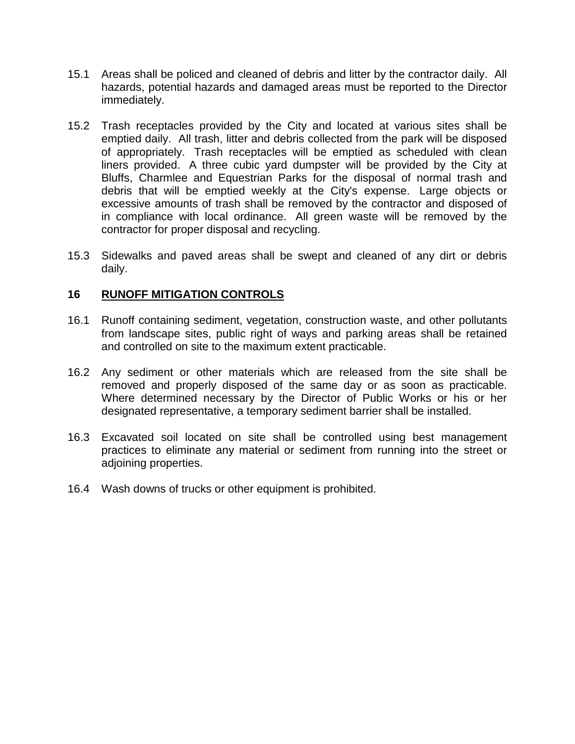15.1 Areas shall be policed and cleaned of debris and litter by the contractor daily. All hazards, potential hazards and damaged areas must be reported to the Director immediately.

15.2 Trash receptacles provided by the City and located at various sites shall be emptied daily. All trash, litter and debris collected from the park will be disposed of appropriately. Trash receptacles will be emptied as scheduled with clean liners provided. A three cubic yard dumpster will be provided by the City at Bluffs, Charmlee and Equestrian Parks for the disposal of normal trash and debris that will be emptied weekly at the City's expense. Large objects or excessive amounts of trash shall be removed by the contractor and disposed of in compliance with local ordinance. All green waste will be removed by the contractor for proper disposal and recycling.

15.3 Sidewalks and paved areas shall be swept and cleaned of any dirt or debris daily.

## 16 <u>RUNOFF MITIGATION CONTROLS</u>

16.1 Runoff containing sediment, vegetation, construction waste, and other pollutants from landscape sites, public right of ways and parking areas shall be retained and controlled on site to the maximum extent practicable.

16.2 Any sediment or other materials which are released from the site shall be removed and properly disposed of the same day or as soon as practicable. Where determined necessary by the Director of Public Works or his or her designated representative, a temporary sediment barrier shall be installed.

16.3 Excavated soil located on site shall be controlled using best management practices to eliminate any material or sediment from running into the street or adjoining properties.

16.4 Wash downs of trucks or other equipment is prohibited.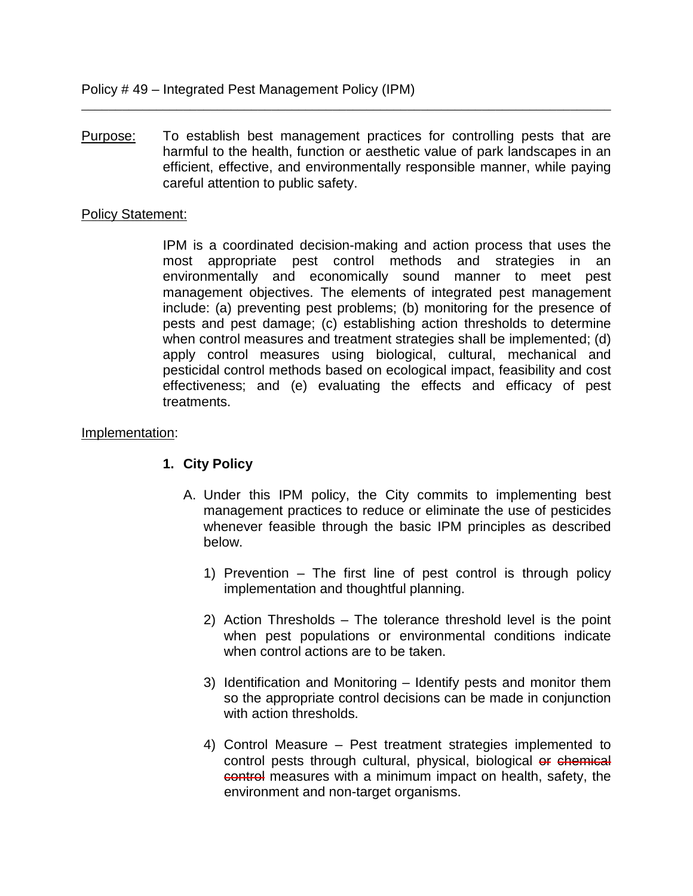Policy # 49 – Integrated Pest Management Policy (IPM)

---

Purpose: To establish best management practices for controlling pests that are harmful to the health, function or aesthetic value of park landscapes in an efficient, effective, and environmentally responsible manner, while paying careful attention to public safety.

Policy Statement:

IPM is a coordinated decision-making and action process that uses the most appropriate pest control methods and strategies in an environmentally and economically sound manner to meet pest management objectives. The elements of integrated pest management include: (a) preventing pest problems; (b) monitoring for the presence of pests and pest damage; (c) establishing action thresholds to determine when control measures and treatment strategies shall be implemented; (d) apply control measures using biological, cultural, mechanical and pesticidal control methods based on ecological impact, feasibility and cost effectiveness; and (e) evaluating the effects and efficacy of pest treatments.

Implementation:

**1. City Policy**

A. Under this IPM policy, the City commits to implementing best management practices to reduce or eliminate the use of pesticides whenever feasible through the basic IPM principles as described below.

1) Prevention – The first line of pest control is through policy implementation and thoughtful planning.

2) Action Thresholds – The tolerance threshold level is the point when pest populations or environmental conditions indicate when control actions are to be taken.

3) Identification and Monitoring – Identify pests and monitor them so the appropriate control decisions can be made in conjunction with action thresholds.

4) Control Measure – Pest treatment strategies implemented to control pests through cultural, physical, biological ~~or chemical control~~ measures with a minimum impact on health, safety, the environment and non-target organisms.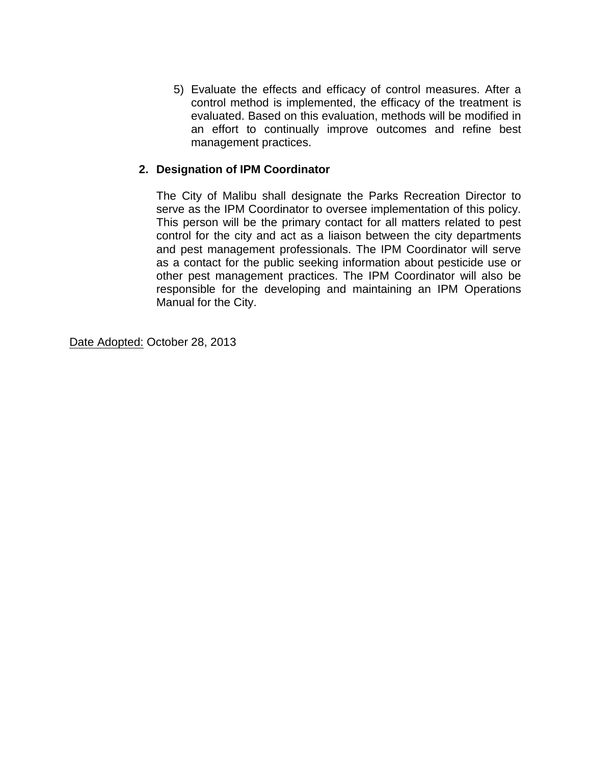5) Evaluate the effects and efficacy of control measures. After a control method is implemented, the efficacy of the treatment is evaluated. Based on this evaluation, methods will be modified in an effort to continually improve outcomes and refine best management practices.

**2. Designation of IPM Coordinator**

The City of Malibu shall designate the Parks Recreation Director to serve as the IPM Coordinator to oversee implementation of this policy. This person will be the primary contact for all matters related to pest control for the city and act as a liaison between the city departments and pest management professionals. The IPM Coordinator will serve as a contact for the public seeking information about pesticide use or other pest management practices. The IPM Coordinator will also be responsible for the developing and maintaining an IPM Operations Manual for the City.

<u>Date Adopted:</u> October 28, 2013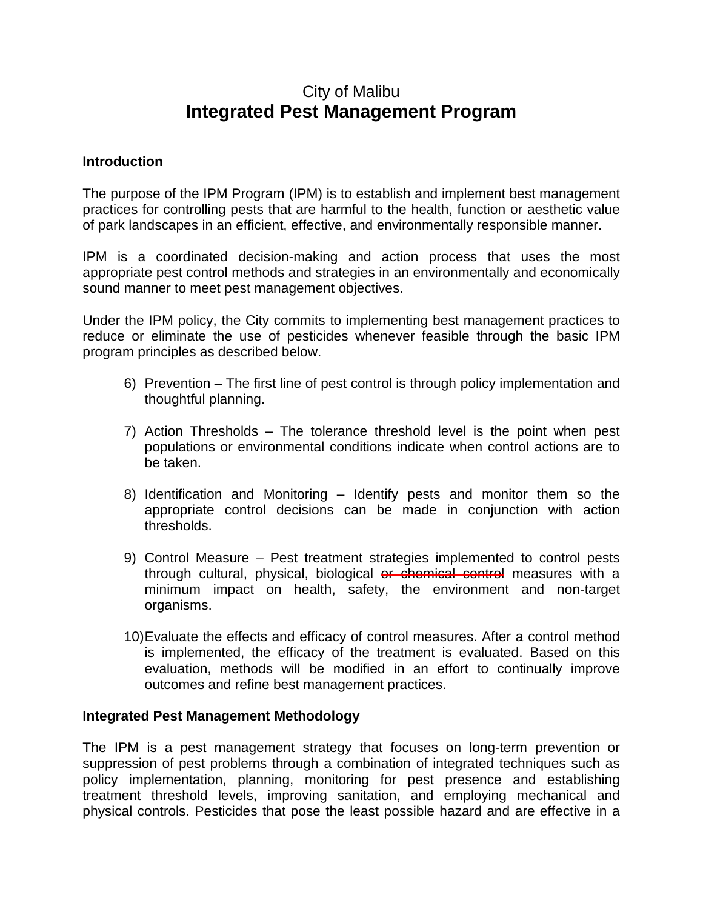# City of Malibu
## Integrated Pest Management Program

**Introduction**

The purpose of the IPM Program (IPM) is to establish and implement best management practices for controlling pests that are harmful to the health, function or aesthetic value of park landscapes in an efficient, effective, and environmentally responsible manner.

IPM is a coordinated decision-making and action process that uses the most appropriate pest control methods and strategies in an environmentally and economically sound manner to meet pest management objectives.

Under the IPM policy, the City commits to implementing best management practices to reduce or eliminate the use of pesticides whenever feasible through the basic IPM program principles as described below.

6) Prevention – The first line of pest control is through policy implementation and thoughtful planning.

7) Action Thresholds – The tolerance threshold level is the point when pest populations or environmental conditions indicate when control actions are to be taken.

8) Identification and Monitoring – Identify pests and monitor them so the appropriate control decisions can be made in conjunction with action thresholds.

9) Control Measure – Pest treatment strategies implemented to control pests through cultural, physical, biological ~~or chemical control~~ measures with a minimum impact on health, safety, the environment and non-target organisms.

10) Evaluate the effects and efficacy of control measures. After a control method is implemented, the efficacy of the treatment is evaluated. Based on this evaluation, methods will be modified in an effort to continually improve outcomes and refine best management practices.

**Integrated Pest Management Methodology**

The IPM is a pest management strategy that focuses on long-term prevention or suppression of pest problems through a combination of integrated techniques such as policy implementation, planning, monitoring for pest presence and establishing treatment threshold levels, improving sanitation, and employing mechanical and physical controls. Pesticides that pose the least possible hazard and are effective in a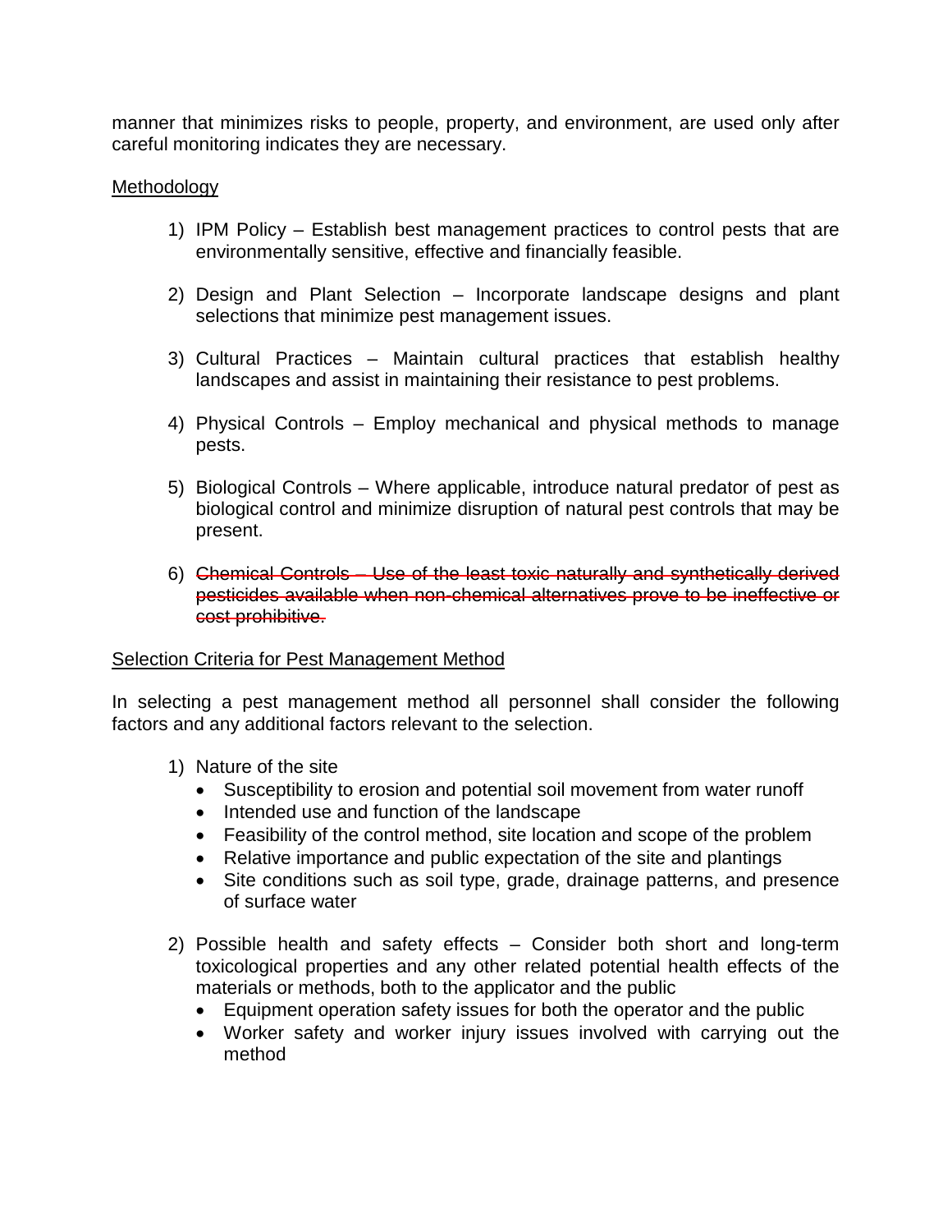manner that minimizes risks to people, property, and environment, are used only after careful monitoring indicates they are necessary.

Methodology

1) IPM Policy – Establish best management practices to control pests that are environmentally sensitive, effective and financially feasible.

2) Design and Plant Selection – Incorporate landscape designs and plant selections that minimize pest management issues.

3) Cultural Practices – Maintain cultural practices that establish healthy landscapes and assist in maintaining their resistance to pest problems.

4) Physical Controls – Employ mechanical and physical methods to manage pests.

5) Biological Controls – Where applicable, introduce natural predator of pest as biological control and minimize disruption of natural pest controls that may be present.

6) ~~Chemical Controls – Use of the least toxic naturally and synthetically derived pesticides available when non-chemical alternatives prove to be ineffective or cost prohibitive.~~

Selection Criteria for Pest Management Method

In selecting a pest management method all personnel shall consider the following factors and any additional factors relevant to the selection.

1) Nature of the site
   - Susceptibility to erosion and potential soil movement from water runoff
   - Intended use and function of the landscape
   - Feasibility of the control method, site location and scope of the problem
   - Relative importance and public expectation of the site and plantings
   - Site conditions such as soil type, grade, drainage patterns, and presence of surface water

2) Possible health and safety effects – Consider both short and long-term toxicological properties and any other related potential health effects of the materials or methods, both to the applicator and the public
   - Equipment operation safety issues for both the operator and the public
   - Worker safety and worker injury issues involved with carrying out the method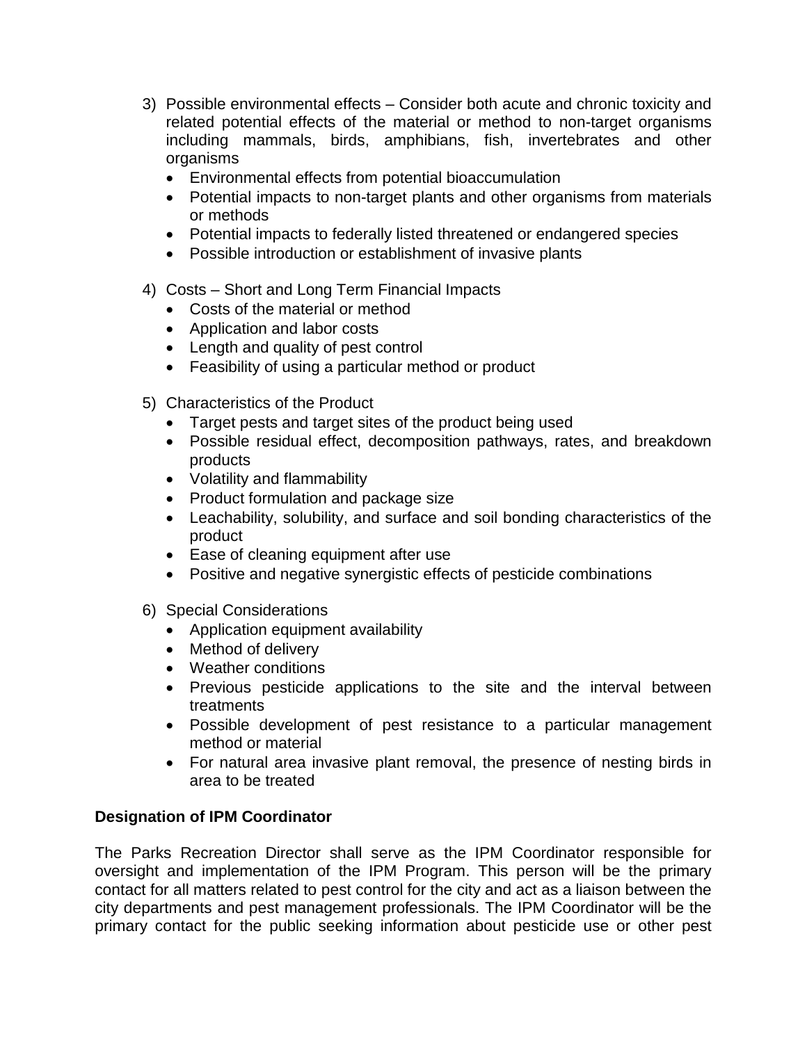3) Possible environmental effects – Consider both acute and chronic toxicity and related potential effects of the material or method to non-target organisms including mammals, birds, amphibians, fish, invertebrates and other organisms
   - Environmental effects from potential bioaccumulation
   - Potential impacts to non-target plants and other organisms from materials or methods
   - Potential impacts to federally listed threatened or endangered species
   - Possible introduction or establishment of invasive plants

4) Costs – Short and Long Term Financial Impacts
   - Costs of the material or method
   - Application and labor costs
   - Length and quality of pest control
   - Feasibility of using a particular method or product

5) Characteristics of the Product
   - Target pests and target sites of the product being used
   - Possible residual effect, decomposition pathways, rates, and breakdown products
   - Volatility and flammability
   - Product formulation and package size
   - Leachability, solubility, and surface and soil bonding characteristics of the product
   - Ease of cleaning equipment after use
   - Positive and negative synergistic effects of pesticide combinations

6) Special Considerations
   - Application equipment availability
   - Method of delivery
   - Weather conditions
   - Previous pesticide applications to the site and the interval between treatments
   - Possible development of pest resistance to a particular management method or material
   - For natural area invasive plant removal, the presence of nesting birds in area to be treated

**Designation of IPM Coordinator**

The Parks Recreation Director shall serve as the IPM Coordinator responsible for oversight and implementation of the IPM Program. This person will be the primary contact for all matters related to pest control for the city and act as a liaison between the city departments and pest management professionals. The IPM Coordinator will be the primary contact for the public seeking information about pesticide use or other pest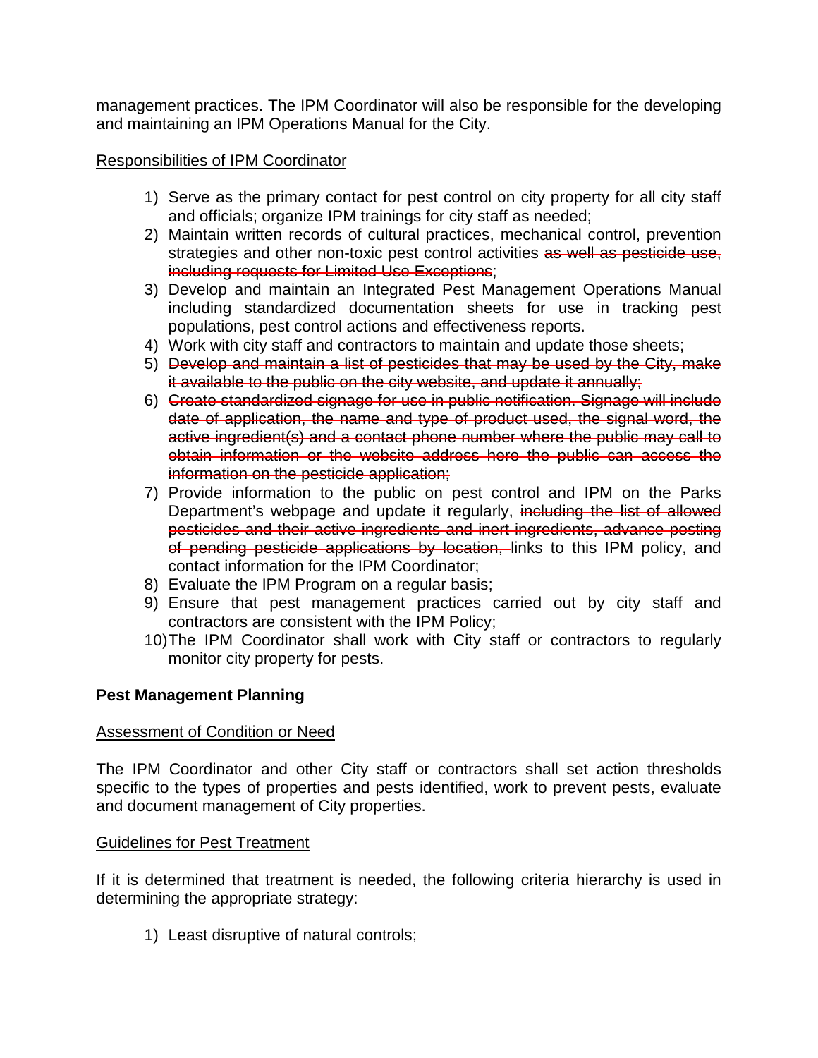management practices. The IPM Coordinator will also be responsible for the developing and maintaining an IPM Operations Manual for the City.

Responsibilities of IPM Coordinator

1) Serve as the primary contact for pest control on city property for all city staff and officials; organize IPM trainings for city staff as needed;
2) Maintain written records of cultural practices, mechanical control, prevention strategies and other non-toxic pest control activities ~~as well as pesticide use, including requests for Limited Use Exceptions~~;
3) Develop and maintain an Integrated Pest Management Operations Manual including standardized documentation sheets for use in tracking pest populations, pest control actions and effectiveness reports.
4) Work with city staff and contractors to maintain and update those sheets;
5) ~~Develop and maintain a list of pesticides that may be used by the City, make it available to the public on the city website, and update it annually;~~
6) ~~Create standardized signage for use in public notification. Signage will include date of application, the name and type of product used, the signal word, the active ingredient(s) and a contact phone number where the public may call to obtain information or the website address here the public can access the information on the pesticide application;~~
7) Provide information to the public on pest control and IPM on the Parks Department's webpage and update it regularly, ~~including the list of allowed pesticides and their active ingredients and inert ingredients, advance posting of pending pesticide applications by location,~~ links to this IPM policy, and contact information for the IPM Coordinator;
8) Evaluate the IPM Program on a regular basis;
9) Ensure that pest management practices carried out by city staff and contractors are consistent with the IPM Policy;
10) The IPM Coordinator shall work with City staff or contractors to regularly monitor city property for pests.

**Pest Management Planning**

Assessment of Condition or Need

The IPM Coordinator and other City staff or contractors shall set action thresholds specific to the types of properties and pests identified, work to prevent pests, evaluate and document management of City properties.

Guidelines for Pest Treatment

If it is determined that treatment is needed, the following criteria hierarchy is used in determining the appropriate strategy:

1) Least disruptive of natural controls;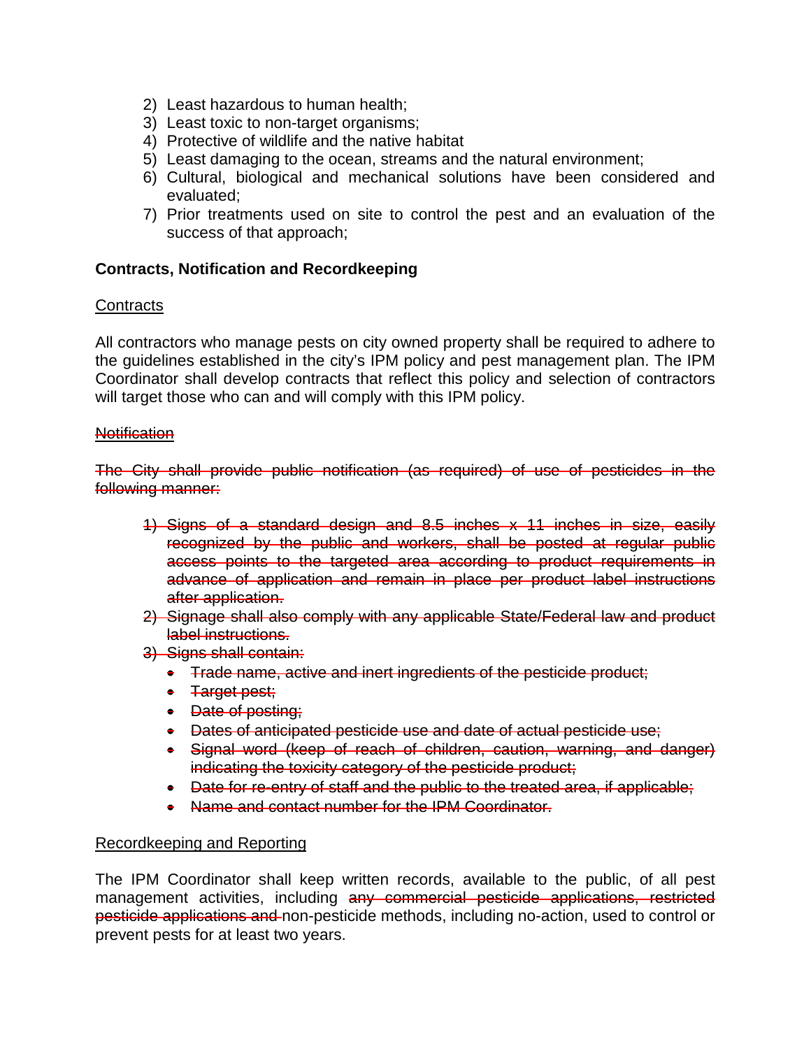2) Least hazardous to human health;
3) Least toxic to non-target organisms;
4) Protective of wildlife and the native habitat
5) Least damaging to the ocean, streams and the natural environment;
6) Cultural, biological and mechanical solutions have been considered and evaluated;
7) Prior treatments used on site to control the pest and an evaluation of the success of that approach;

**Contracts, Notification and Recordkeeping**

Contracts

All contractors who manage pests on city owned property shall be required to adhere to the guidelines established in the city's IPM policy and pest management plan. The IPM Coordinator shall develop contracts that reflect this policy and selection of contractors will target those who can and will comply with this IPM policy.

~~Notification~~

~~The City shall provide public notification (as required) of use of pesticides in the following manner:~~

1) ~~Signs of a standard design and 8.5 inches x 11 inches in size, easily recognized by the public and workers, shall be posted at regular public access points to the targeted area according to product requirements in advance of application and remain in place per product label instructions after application.~~
2) ~~Signage shall also comply with any applicable State/Federal law and product label instructions.~~
3) ~~Signs shall contain:~~
   - ~~Trade name, active and inert ingredients of the pesticide product;~~
   - ~~Target pest;~~
   - ~~Date of posting;~~
   - ~~Dates of anticipated pesticide use and date of actual pesticide use;~~
   - ~~Signal word (keep of reach of children, caution, warning, and danger) indicating the toxicity category of the pesticide product;~~
   - ~~Date for re-entry of staff and the public to the treated area, if applicable;~~
   - ~~Name and contact number for the IPM Coordinator.~~

Recordkeeping and Reporting

The IPM Coordinator shall keep written records, available to the public, of all pest management activities, including ~~any commercial pesticide applications, restricted pesticide applications and~~ non-pesticide methods, including no-action, used to control or prevent pests for at least two years.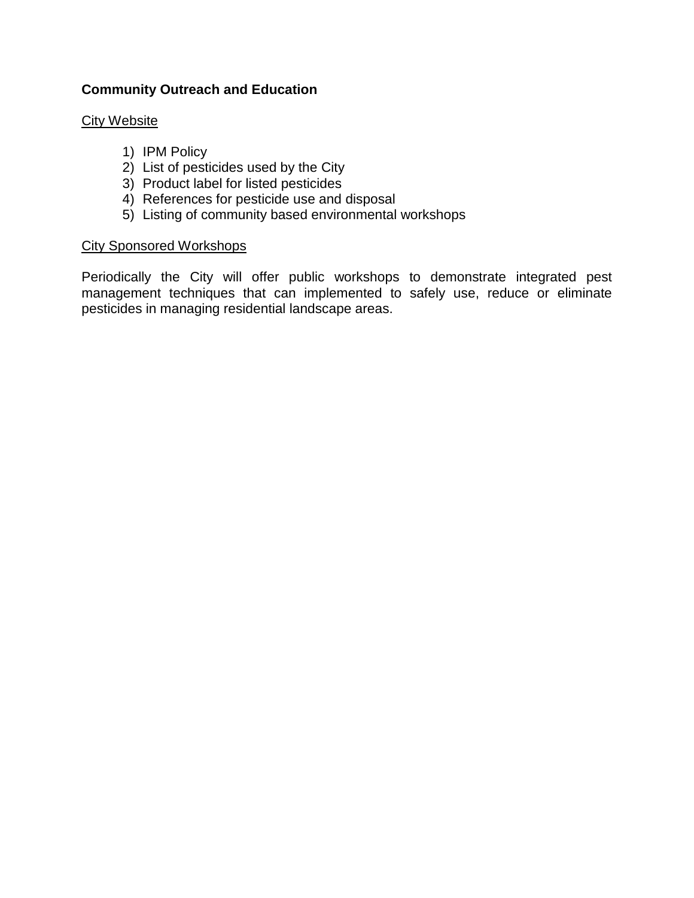**Community Outreach and Education**

City Website

1) IPM Policy
2) List of pesticides used by the City
3) Product label for listed pesticides
4) References for pesticide use and disposal
5) Listing of community based environmental workshops

City Sponsored Workshops

Periodically the City will offer public workshops to demonstrate integrated pest management techniques that can implemented to safely use, reduce or eliminate pesticides in managing residential landscape areas.